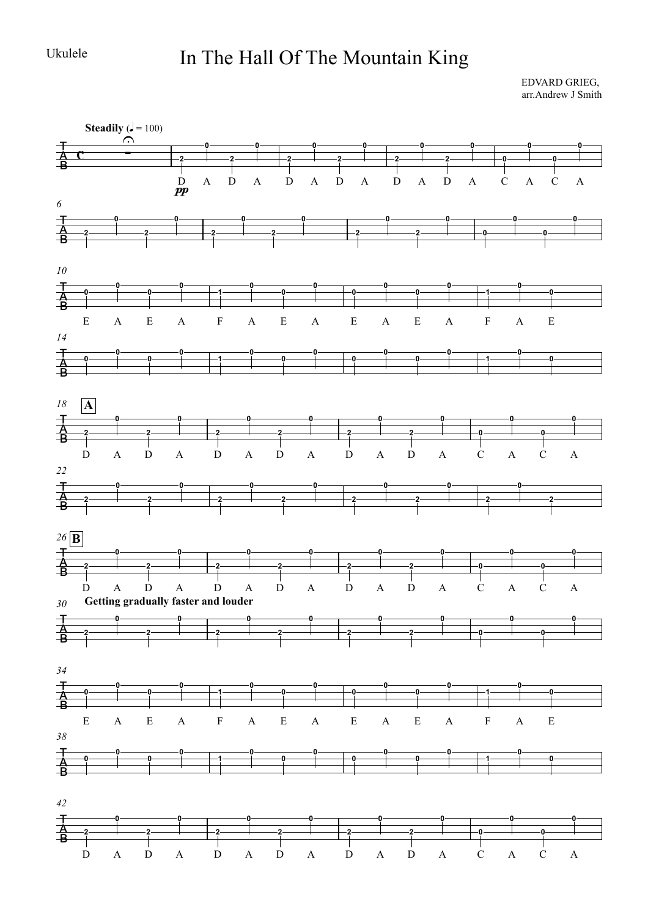Ukulele

# In The Hall Of The Mountain King

EDVARD GRIEG,
arr.Andrew J Smith

**Steadily** (♩ = 100)

*pp*

D A D A D A D A D A D A C A C A

6

10

E A E A F A E A E A E A F A E

14

18 **A**

D A D A D A D A D A D A C A C A

22

26 **B**

D A D A D A D A D A D A C A C A

30 **Getting gradually faster and louder**

34

E A E A F A E A E A E A F A E

38

42

D A D A D A D A D A D A C A C A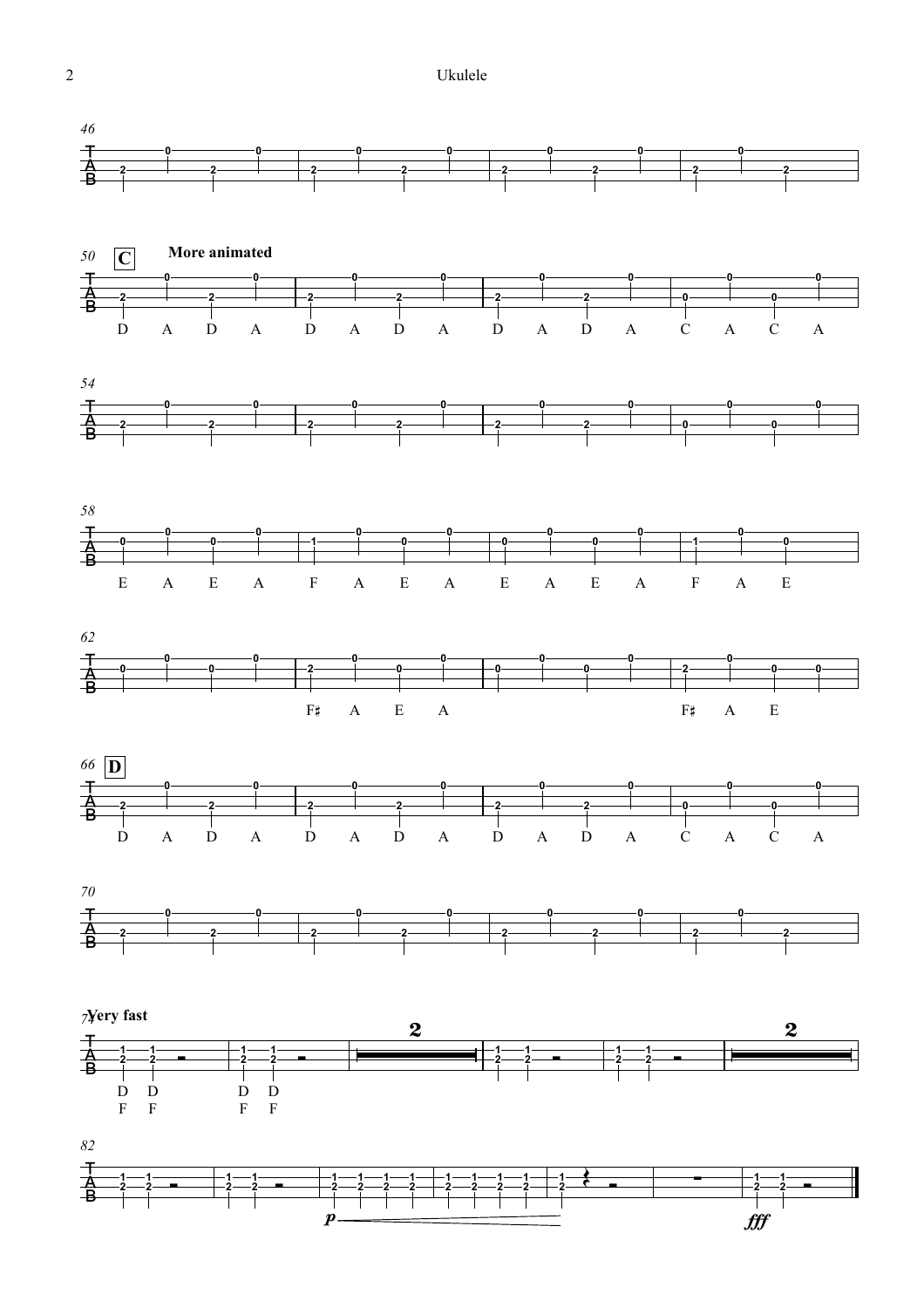46

50 **C** **More animated**

D A D A D A D A D A D A C A C A

54

58

E A E A F A E A E A E A F A E

62

F♯ A E A F♯ A E

66 **D**

D A D A D A D A D A D A C A C A

70

74 **Very fast**

D D D D
F F F F

2

2

82

*p* *fff*